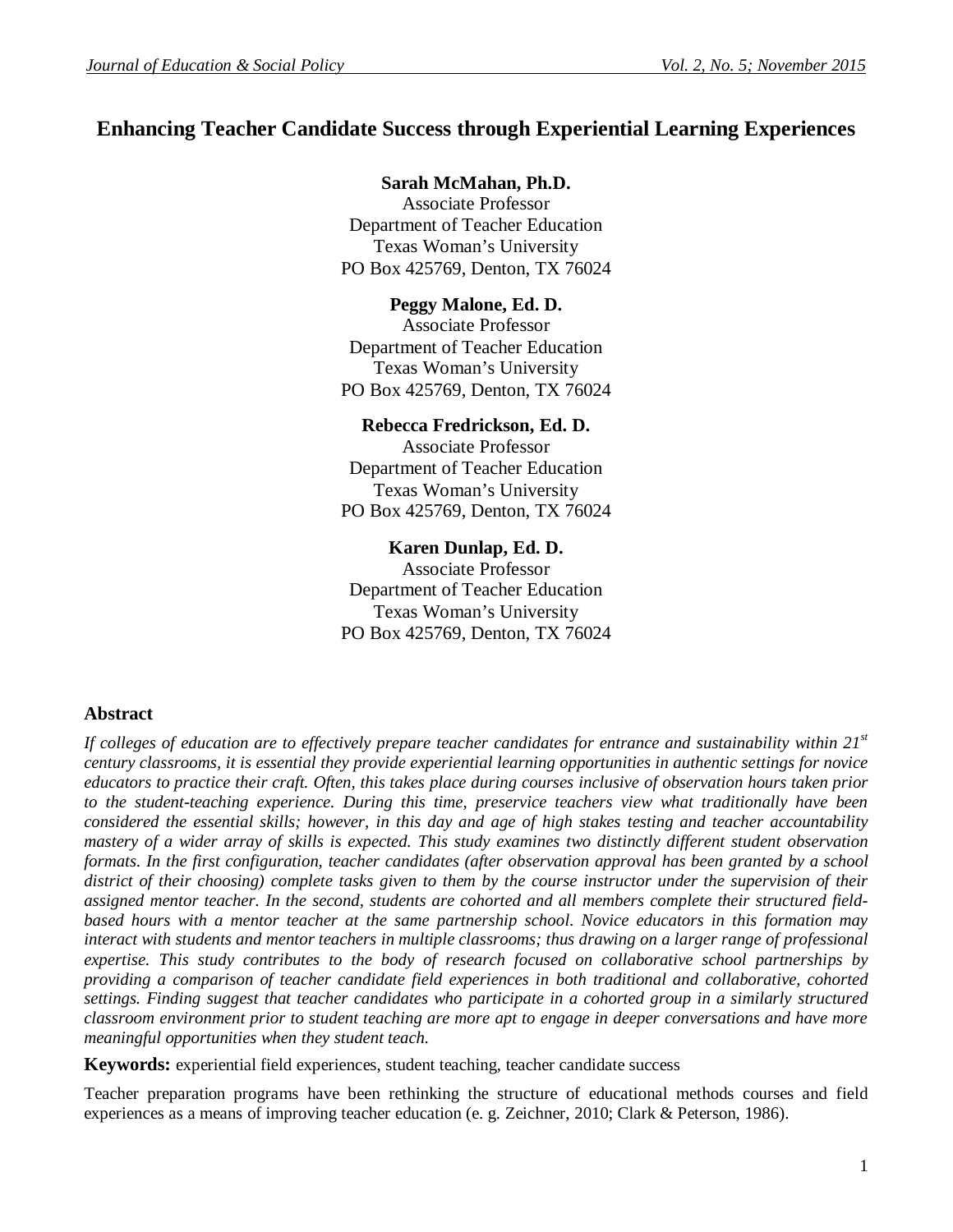# Enhancing Teacher Candidate Success through Experiential Learning Experiences

**Sarah McMahan, Ph.D.**
Associate Professor
Department of Teacher Education
Texas Woman's University
PO Box 425769, Denton, TX 76024

**Peggy Malone, Ed. D.**
Associate Professor
Department of Teacher Education
Texas Woman's University
PO Box 425769, Denton, TX 76024

**Rebecca Fredrickson, Ed. D.**
Associate Professor
Department of Teacher Education
Texas Woman's University
PO Box 425769, Denton, TX 76024

**Karen Dunlap, Ed. D.**
Associate Professor
Department of Teacher Education
Texas Woman's University
PO Box 425769, Denton, TX 76024

## Abstract

*If colleges of education are to effectively prepare teacher candidates for entrance and sustainability within 21st century classrooms, it is essential they provide experiential learning opportunities in authentic settings for novice educators to practice their craft. Often, this takes place during courses inclusive of observation hours taken prior to the student-teaching experience. During this time, preservice teachers view what traditionally have been considered the essential skills; however, in this day and age of high stakes testing and teacher accountability mastery of a wider array of skills is expected. This study examines two distinctly different student observation formats. In the first configuration, teacher candidates (after observation approval has been granted by a school district of their choosing) complete tasks given to them by the course instructor under the supervision of their assigned mentor teacher. In the second, students are cohorted and all members complete their structured field-based hours with a mentor teacher at the same partnership school. Novice educators in this formation may interact with students and mentor teachers in multiple classrooms; thus drawing on a larger range of professional expertise. This study contributes to the body of research focused on collaborative school partnerships by providing a comparison of teacher candidate field experiences in both traditional and collaborative, cohorted settings. Finding suggest that teacher candidates who participate in a cohorted group in a similarly structured classroom environment prior to student teaching are more apt to engage in deeper conversations and have more meaningful opportunities when they student teach.*

**Keywords:** experiential field experiences, student teaching, teacher candidate success

Teacher preparation programs have been rethinking the structure of educational methods courses and field experiences as a means of improving teacher education (e. g. Zeichner, 2010; Clark & Peterson, 1986).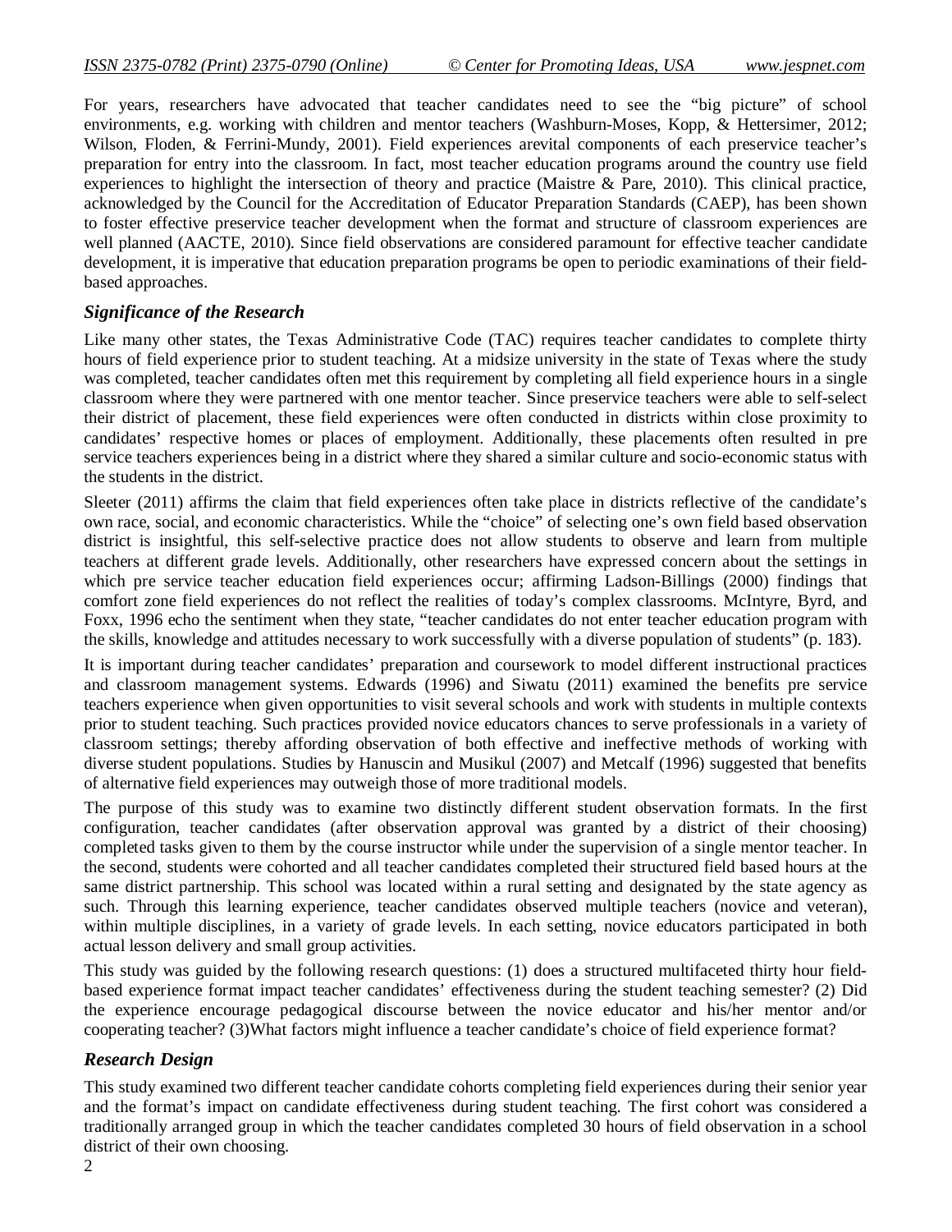For years, researchers have advocated that teacher candidates need to see the "big picture" of school environments, e.g. working with children and mentor teachers (Washburn-Moses, Kopp, & Hettersimer, 2012; Wilson, Floden, & Ferrini-Mundy, 2001). Field experiences arevital components of each preservice teacher's preparation for entry into the classroom. In fact, most teacher education programs around the country use field experiences to highlight the intersection of theory and practice (Maistre & Pare, 2010). This clinical practice, acknowledged by the Council for the Accreditation of Educator Preparation Standards (CAEP), has been shown to foster effective preservice teacher development when the format and structure of classroom experiences are well planned (AACTE, 2010). Since field observations are considered paramount for effective teacher candidate development, it is imperative that education preparation programs be open to periodic examinations of their field-based approaches.

### *Significance of the Research*

Like many other states, the Texas Administrative Code (TAC) requires teacher candidates to complete thirty hours of field experience prior to student teaching. At a midsize university in the state of Texas where the study was completed, teacher candidates often met this requirement by completing all field experience hours in a single classroom where they were partnered with one mentor teacher. Since preservice teachers were able to self-select their district of placement, these field experiences were often conducted in districts within close proximity to candidates' respective homes or places of employment. Additionally, these placements often resulted in pre service teachers experiences being in a district where they shared a similar culture and socio-economic status with the students in the district.

Sleeter (2011) affirms the claim that field experiences often take place in districts reflective of the candidate's own race, social, and economic characteristics. While the "choice" of selecting one's own field based observation district is insightful, this self-selective practice does not allow students to observe and learn from multiple teachers at different grade levels. Additionally, other researchers have expressed concern about the settings in which pre service teacher education field experiences occur; affirming Ladson-Billings (2000) findings that comfort zone field experiences do not reflect the realities of today's complex classrooms. McIntyre, Byrd, and Foxx, 1996 echo the sentiment when they state, "teacher candidates do not enter teacher education program with the skills, knowledge and attitudes necessary to work successfully with a diverse population of students" (p. 183).

It is important during teacher candidates' preparation and coursework to model different instructional practices and classroom management systems. Edwards (1996) and Siwatu (2011) examined the benefits pre service teachers experience when given opportunities to visit several schools and work with students in multiple contexts prior to student teaching. Such practices provided novice educators chances to serve professionals in a variety of classroom settings; thereby affording observation of both effective and ineffective methods of working with diverse student populations. Studies by Hanuscin and Musikul (2007) and Metcalf (1996) suggested that benefits of alternative field experiences may outweigh those of more traditional models.

The purpose of this study was to examine two distinctly different student observation formats. In the first configuration, teacher candidates (after observation approval was granted by a district of their choosing) completed tasks given to them by the course instructor while under the supervision of a single mentor teacher. In the second, students were cohorted and all teacher candidates completed their structured field based hours at the same district partnership. This school was located within a rural setting and designated by the state agency as such. Through this learning experience, teacher candidates observed multiple teachers (novice and veteran), within multiple disciplines, in a variety of grade levels. In each setting, novice educators participated in both actual lesson delivery and small group activities.

This study was guided by the following research questions: (1) does a structured multifaceted thirty hour field-based experience format impact teacher candidates' effectiveness during the student teaching semester? (2) Did the experience encourage pedagogical discourse between the novice educator and his/her mentor and/or cooperating teacher? (3)What factors might influence a teacher candidate's choice of field experience format?

### *Research Design*

This study examined two different teacher candidate cohorts completing field experiences during their senior year and the format's impact on candidate effectiveness during student teaching. The first cohort was considered a traditionally arranged group in which the teacher candidates completed 30 hours of field observation in a school district of their own choosing.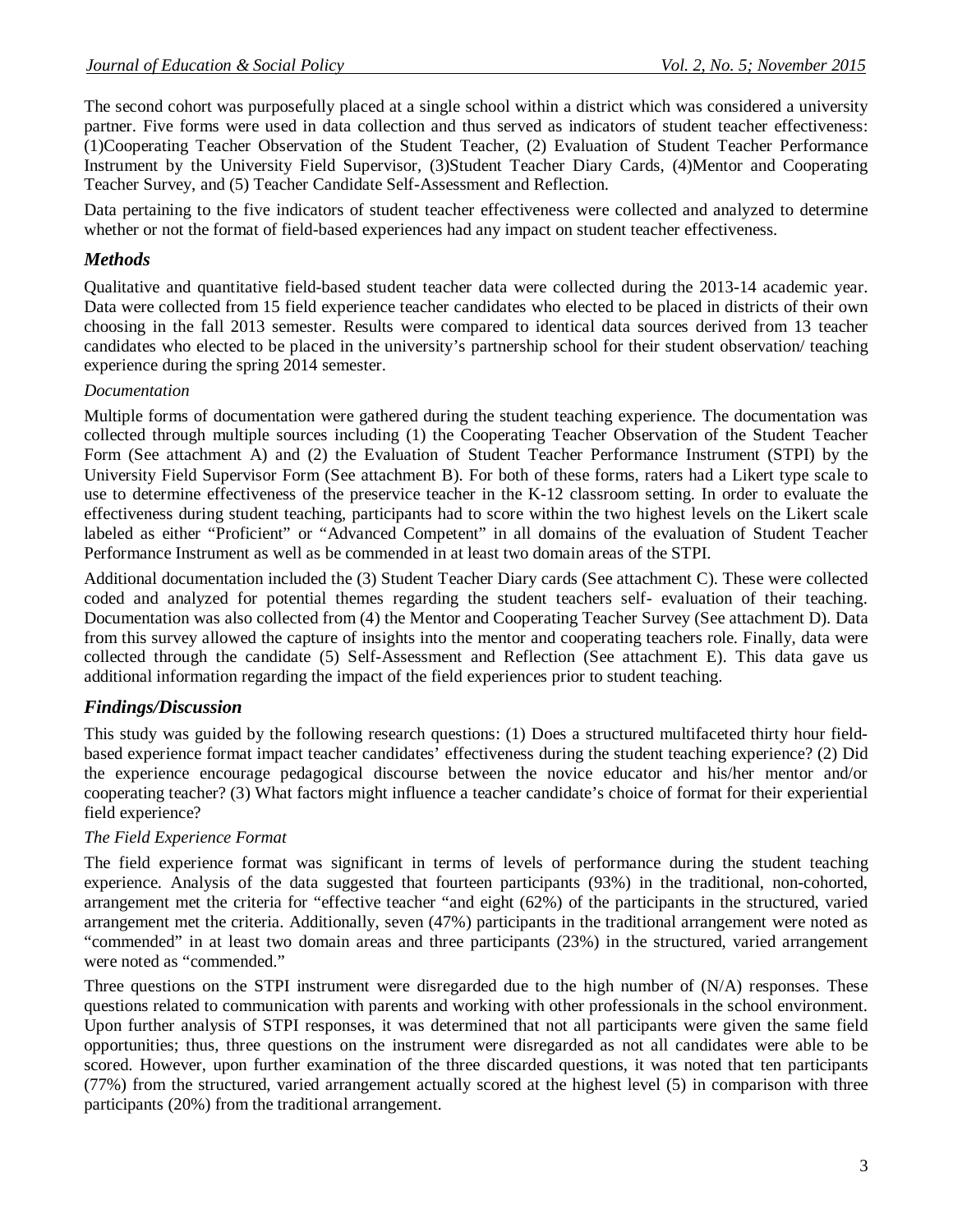The second cohort was purposefully placed at a single school within a district which was considered a university partner. Five forms were used in data collection and thus served as indicators of student teacher effectiveness: (1)Cooperating Teacher Observation of the Student Teacher, (2) Evaluation of Student Teacher Performance Instrument by the University Field Supervisor, (3)Student Teacher Diary Cards, (4)Mentor and Cooperating Teacher Survey, and (5) Teacher Candidate Self-Assessment and Reflection.

Data pertaining to the five indicators of student teacher effectiveness were collected and analyzed to determine whether or not the format of field-based experiences had any impact on student teacher effectiveness.

## *Methods*

Qualitative and quantitative field-based student teacher data were collected during the 2013-14 academic year. Data were collected from 15 field experience teacher candidates who elected to be placed in districts of their own choosing in the fall 2013 semester. Results were compared to identical data sources derived from 13 teacher candidates who elected to be placed in the university's partnership school for their student observation/ teaching experience during the spring 2014 semester.

### *Documentation*

Multiple forms of documentation were gathered during the student teaching experience. The documentation was collected through multiple sources including (1) the Cooperating Teacher Observation of the Student Teacher Form (See attachment A) and (2) the Evaluation of Student Teacher Performance Instrument (STPI) by the University Field Supervisor Form (See attachment B). For both of these forms, raters had a Likert type scale to use to determine effectiveness of the preservice teacher in the K-12 classroom setting. In order to evaluate the effectiveness during student teaching, participants had to score within the two highest levels on the Likert scale labeled as either "Proficient" or "Advanced Competent" in all domains of the evaluation of Student Teacher Performance Instrument as well as be commended in at least two domain areas of the STPI.

Additional documentation included the (3) Student Teacher Diary cards (See attachment C). These were collected coded and analyzed for potential themes regarding the student teachers self- evaluation of their teaching. Documentation was also collected from (4) the Mentor and Cooperating Teacher Survey (See attachment D). Data from this survey allowed the capture of insights into the mentor and cooperating teachers role. Finally, data were collected through the candidate (5) Self-Assessment and Reflection (See attachment E). This data gave us additional information regarding the impact of the field experiences prior to student teaching.

## *Findings/Discussion*

This study was guided by the following research questions: (1) Does a structured multifaceted thirty hour field-based experience format impact teacher candidates' effectiveness during the student teaching experience? (2) Did the experience encourage pedagogical discourse between the novice educator and his/her mentor and/or cooperating teacher? (3) What factors might influence a teacher candidate's choice of format for their experiential field experience?

### *The Field Experience Format*

The field experience format was significant in terms of levels of performance during the student teaching experience. Analysis of the data suggested that fourteen participants (93%) in the traditional, non-cohorted, arrangement met the criteria for "effective teacher "and eight (62%) of the participants in the structured, varied arrangement met the criteria. Additionally, seven (47%) participants in the traditional arrangement were noted as "commended" in at least two domain areas and three participants (23%) in the structured, varied arrangement were noted as "commended."

Three questions on the STPI instrument were disregarded due to the high number of (N/A) responses. These questions related to communication with parents and working with other professionals in the school environment. Upon further analysis of STPI responses, it was determined that not all participants were given the same field opportunities; thus, three questions on the instrument were disregarded as not all candidates were able to be scored. However, upon further examination of the three discarded questions, it was noted that ten participants (77%) from the structured, varied arrangement actually scored at the highest level (5) in comparison with three participants (20%) from the traditional arrangement.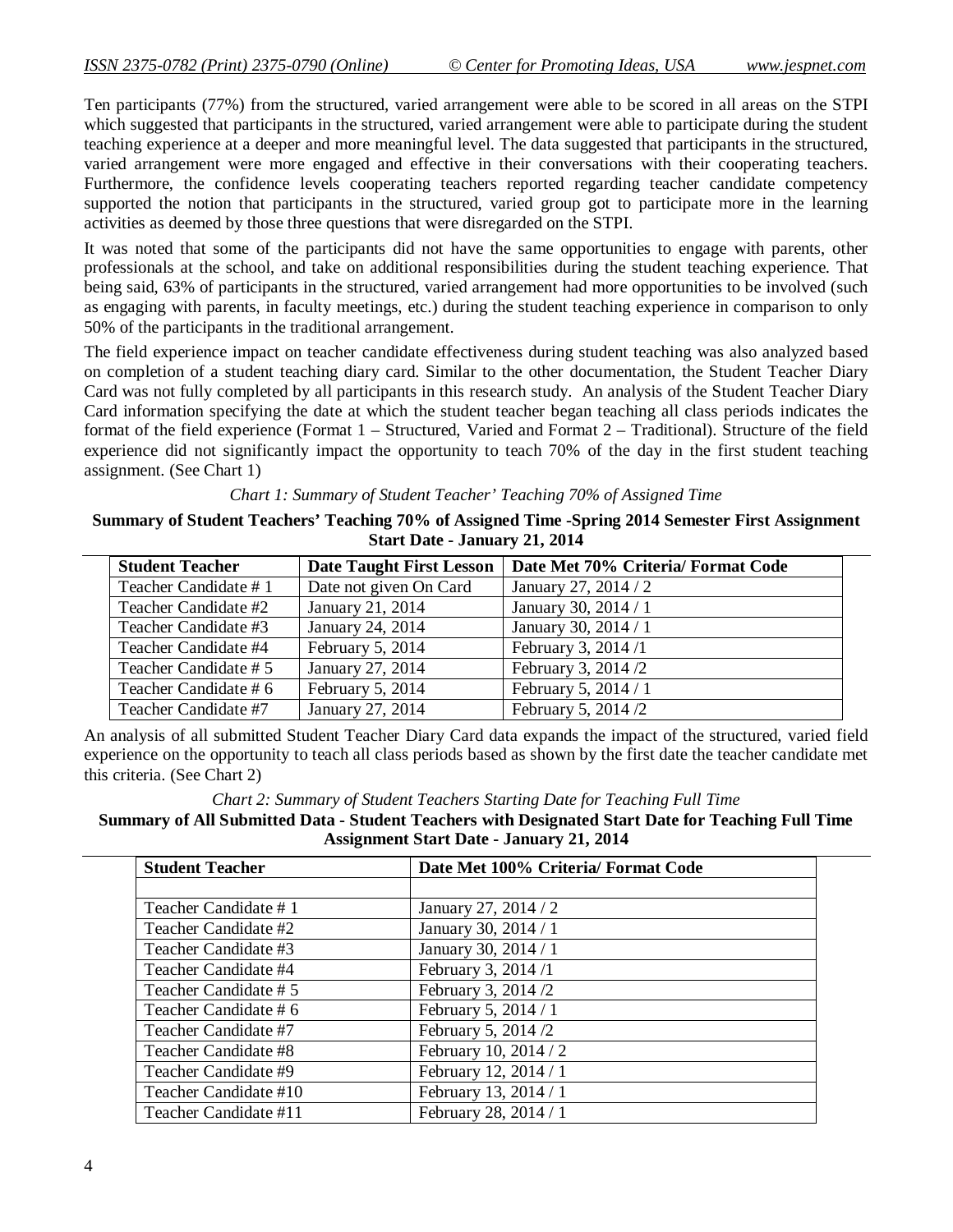Ten participants (77%) from the structured, varied arrangement were able to be scored in all areas on the STPI which suggested that participants in the structured, varied arrangement were able to participate during the student teaching experience at a deeper and more meaningful level. The data suggested that participants in the structured, varied arrangement were more engaged and effective in their conversations with their cooperating teachers. Furthermore, the confidence levels cooperating teachers reported regarding teacher candidate competency supported the notion that participants in the structured, varied group got to participate more in the learning activities as deemed by those three questions that were disregarded on the STPI.

It was noted that some of the participants did not have the same opportunities to engage with parents, other professionals at the school, and take on additional responsibilities during the student teaching experience. That being said, 63% of participants in the structured, varied arrangement had more opportunities to be involved (such as engaging with parents, in faculty meetings, etc.) during the student teaching experience in comparison to only 50% of the participants in the traditional arrangement.

The field experience impact on teacher candidate effectiveness during student teaching was also analyzed based on completion of a student teaching diary card. Similar to the other documentation, the Student Teacher Diary Card was not fully completed by all participants in this research study. An analysis of the Student Teacher Diary Card information specifying the date at which the student teacher began teaching all class periods indicates the format of the field experience (Format 1 – Structured, Varied and Format 2 – Traditional). Structure of the field experience did not significantly impact the opportunity to teach 70% of the day in the first student teaching assignment. (See Chart 1)

*Chart 1: Summary of Student Teacher' Teaching 70% of Assigned Time*

**Summary of Student Teachers' Teaching 70% of Assigned Time -Spring 2014 Semester First Assignment Start Date - January 21, 2014**

| Student Teacher | Date Taught First Lesson | Date Met 70% Criteria/ Format Code |
|---|---|---|
| Teacher Candidate # 1 | Date not given On Card | January 27, 2014 / 2 |
| Teacher Candidate #2 | January 21, 2014 | January 30, 2014 / 1 |
| Teacher Candidate #3 | January 24, 2014 | January 30, 2014 / 1 |
| Teacher Candidate #4 | February 5, 2014 | February 3, 2014 /1 |
| Teacher Candidate # 5 | January 27, 2014 | February 3, 2014 /2 |
| Teacher Candidate # 6 | February 5, 2014 | February 5, 2014 / 1 |
| Teacher Candidate #7 | January 27, 2014 | February 5, 2014 /2 |

An analysis of all submitted Student Teacher Diary Card data expands the impact of the structured, varied field experience on the opportunity to teach all class periods based as shown by the first date the teacher candidate met this criteria. (See Chart 2)

*Chart 2: Summary of Student Teachers Starting Date for Teaching Full Time*

**Summary of All Submitted Data - Student Teachers with Designated Start Date for Teaching Full Time Assignment Start Date - January 21, 2014**

| Student Teacher | Date Met 100% Criteria/ Format Code |
|---|---|
| | |
| Teacher Candidate # 1 | January 27, 2014 / 2 |
| Teacher Candidate #2 | January 30, 2014 / 1 |
| Teacher Candidate #3 | January 30, 2014 / 1 |
| Teacher Candidate #4 | February 3, 2014 /1 |
| Teacher Candidate # 5 | February 3, 2014 /2 |
| Teacher Candidate # 6 | February 5, 2014 / 1 |
| Teacher Candidate #7 | February 5, 2014 /2 |
| Teacher Candidate #8 | February 10, 2014 / 2 |
| Teacher Candidate #9 | February 12, 2014 / 1 |
| Teacher Candidate #10 | February 13, 2014 / 1 |
| Teacher Candidate #11 | February 28, 2014 / 1 |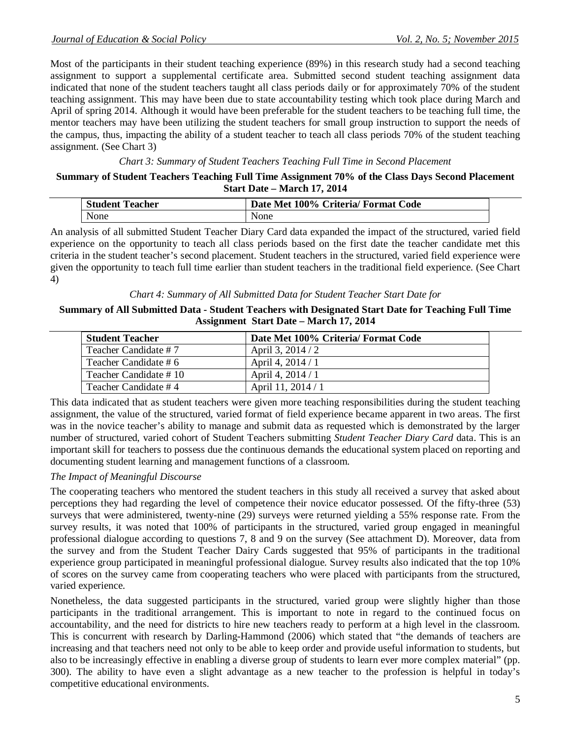Most of the participants in their student teaching experience (89%) in this research study had a second teaching assignment to support a supplemental certificate area. Submitted second student teaching assignment data indicated that none of the student teachers taught all class periods daily or for approximately 70% of the student teaching assignment. This may have been due to state accountability testing which took place during March and April of spring 2014. Although it would have been preferable for the student teachers to be teaching full time, the mentor teachers may have been utilizing the student teachers for small group instruction to support the needs of the campus, thus, impacting the ability of a student teacher to teach all class periods 70% of the student teaching assignment. (See Chart 3)

*Chart 3: Summary of Student Teachers Teaching Full Time in Second Placement*

**Summary of Student Teachers Teaching Full Time Assignment 70% of the Class Days Second Placement Start Date – March 17, 2014**

| Student Teacher | Date Met 100% Criteria/ Format Code |
|---|---|
| None | None |

An analysis of all submitted Student Teacher Diary Card data expanded the impact of the structured, varied field experience on the opportunity to teach all class periods based on the first date the teacher candidate met this criteria in the student teacher's second placement. Student teachers in the structured, varied field experience were given the opportunity to teach full time earlier than student teachers in the traditional field experience. (See Chart 4)

*Chart 4: Summary of All Submitted Data for Student Teacher Start Date for*

**Summary of All Submitted Data - Student Teachers with Designated Start Date for Teaching Full Time Assignment Start Date – March 17, 2014**

| Student Teacher | Date Met 100% Criteria/ Format Code |
|---|---|
| Teacher Candidate # 7 | April 3, 2014 / 2 |
| Teacher Candidate # 6 | April 4, 2014 / 1 |
| Teacher Candidate # 10 | April 4, 2014 / 1 |
| Teacher Candidate # 4 | April 11, 2014 / 1 |

This data indicated that as student teachers were given more teaching responsibilities during the student teaching assignment, the value of the structured, varied format of field experience became apparent in two areas. The first was in the novice teacher's ability to manage and submit data as requested which is demonstrated by the larger number of structured, varied cohort of Student Teachers submitting *Student Teacher Diary Card* data. This is an important skill for teachers to possess due the continuous demands the educational system placed on reporting and documenting student learning and management functions of a classroom.

*The Impact of Meaningful Discourse*

The cooperating teachers who mentored the student teachers in this study all received a survey that asked about perceptions they had regarding the level of competence their novice educator possessed. Of the fifty-three (53) surveys that were administered, twenty-nine (29) surveys were returned yielding a 55% response rate. From the survey results, it was noted that 100% of participants in the structured, varied group engaged in meaningful professional dialogue according to questions 7, 8 and 9 on the survey (See attachment D). Moreover, data from the survey and from the Student Teacher Dairy Cards suggested that 95% of participants in the traditional experience group participated in meaningful professional dialogue. Survey results also indicated that the top 10% of scores on the survey came from cooperating teachers who were placed with participants from the structured, varied experience.

Nonetheless, the data suggested participants in the structured, varied group were slightly higher than those participants in the traditional arrangement. This is important to note in regard to the continued focus on accountability, and the need for districts to hire new teachers ready to perform at a high level in the classroom. This is concurrent with research by Darling-Hammond (2006) which stated that "the demands of teachers are increasing and that teachers need not only to be able to keep order and provide useful information to students, but also to be increasingly effective in enabling a diverse group of students to learn ever more complex material" (pp. 300). The ability to have even a slight advantage as a new teacher to the profession is helpful in today's competitive educational environments.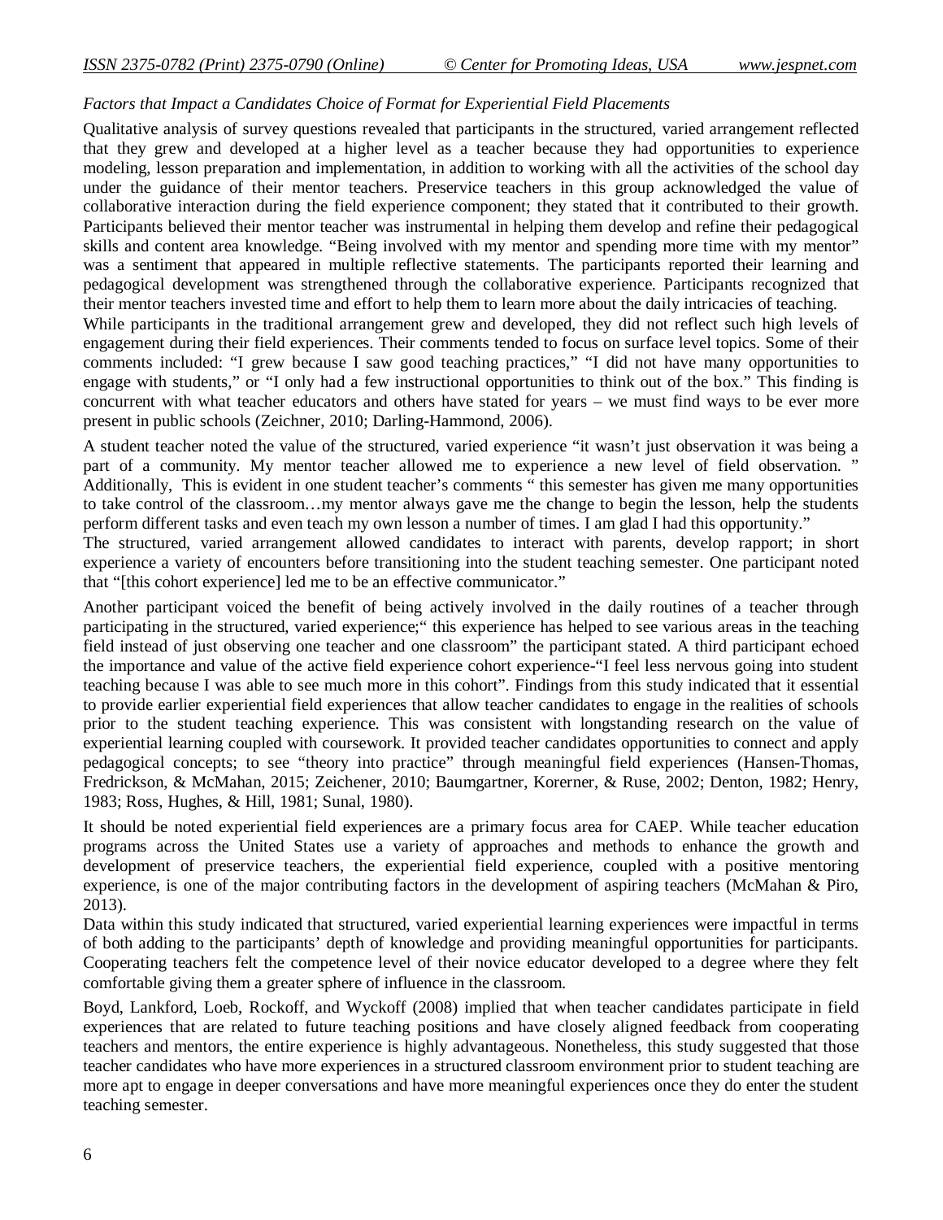*Factors that Impact a Candidates Choice of Format for Experiential Field Placements*

Qualitative analysis of survey questions revealed that participants in the structured, varied arrangement reflected that they grew and developed at a higher level as a teacher because they had opportunities to experience modeling, lesson preparation and implementation, in addition to working with all the activities of the school day under the guidance of their mentor teachers. Preservice teachers in this group acknowledged the value of collaborative interaction during the field experience component; they stated that it contributed to their growth. Participants believed their mentor teacher was instrumental in helping them develop and refine their pedagogical skills and content area knowledge. "Being involved with my mentor and spending more time with my mentor" was a sentiment that appeared in multiple reflective statements. The participants reported their learning and pedagogical development was strengthened through the collaborative experience. Participants recognized that their mentor teachers invested time and effort to help them to learn more about the daily intricacies of teaching.

While participants in the traditional arrangement grew and developed, they did not reflect such high levels of engagement during their field experiences. Their comments tended to focus on surface level topics. Some of their comments included: "I grew because I saw good teaching practices," "I did not have many opportunities to engage with students," or "I only had a few instructional opportunities to think out of the box." This finding is concurrent with what teacher educators and others have stated for years – we must find ways to be ever more present in public schools (Zeichner, 2010; Darling-Hammond, 2006).

A student teacher noted the value of the structured, varied experience "it wasn't just observation it was being a part of a community. My mentor teacher allowed me to experience a new level of field observation. " Additionally, This is evident in one student teacher's comments " this semester has given me many opportunities to take control of the classroom…my mentor always gave me the change to begin the lesson, help the students perform different tasks and even teach my own lesson a number of times. I am glad I had this opportunity."

The structured, varied arrangement allowed candidates to interact with parents, develop rapport; in short experience a variety of encounters before transitioning into the student teaching semester. One participant noted that "[this cohort experience] led me to be an effective communicator."

Another participant voiced the benefit of being actively involved in the daily routines of a teacher through participating in the structured, varied experience;" this experience has helped to see various areas in the teaching field instead of just observing one teacher and one classroom" the participant stated. A third participant echoed the importance and value of the active field experience cohort experience-"I feel less nervous going into student teaching because I was able to see much more in this cohort". Findings from this study indicated that it essential to provide earlier experiential field experiences that allow teacher candidates to engage in the realities of schools prior to the student teaching experience. This was consistent with longstanding research on the value of experiential learning coupled with coursework. It provided teacher candidates opportunities to connect and apply pedagogical concepts; to see "theory into practice" through meaningful field experiences (Hansen-Thomas, Fredrickson, & McMahan, 2015; Zeichener, 2010; Baumgartner, Korerner, & Ruse, 2002; Denton, 1982; Henry, 1983; Ross, Hughes, & Hill, 1981; Sunal, 1980).

It should be noted experiential field experiences are a primary focus area for CAEP. While teacher education programs across the United States use a variety of approaches and methods to enhance the growth and development of preservice teachers, the experiential field experience, coupled with a positive mentoring experience, is one of the major contributing factors in the development of aspiring teachers (McMahan & Piro, 2013).

Data within this study indicated that structured, varied experiential learning experiences were impactful in terms of both adding to the participants' depth of knowledge and providing meaningful opportunities for participants. Cooperating teachers felt the competence level of their novice educator developed to a degree where they felt comfortable giving them a greater sphere of influence in the classroom.

Boyd, Lankford, Loeb, Rockoff, and Wyckoff (2008) implied that when teacher candidates participate in field experiences that are related to future teaching positions and have closely aligned feedback from cooperating teachers and mentors, the entire experience is highly advantageous. Nonetheless, this study suggested that those teacher candidates who have more experiences in a structured classroom environment prior to student teaching are more apt to engage in deeper conversations and have more meaningful experiences once they do enter the student teaching semester.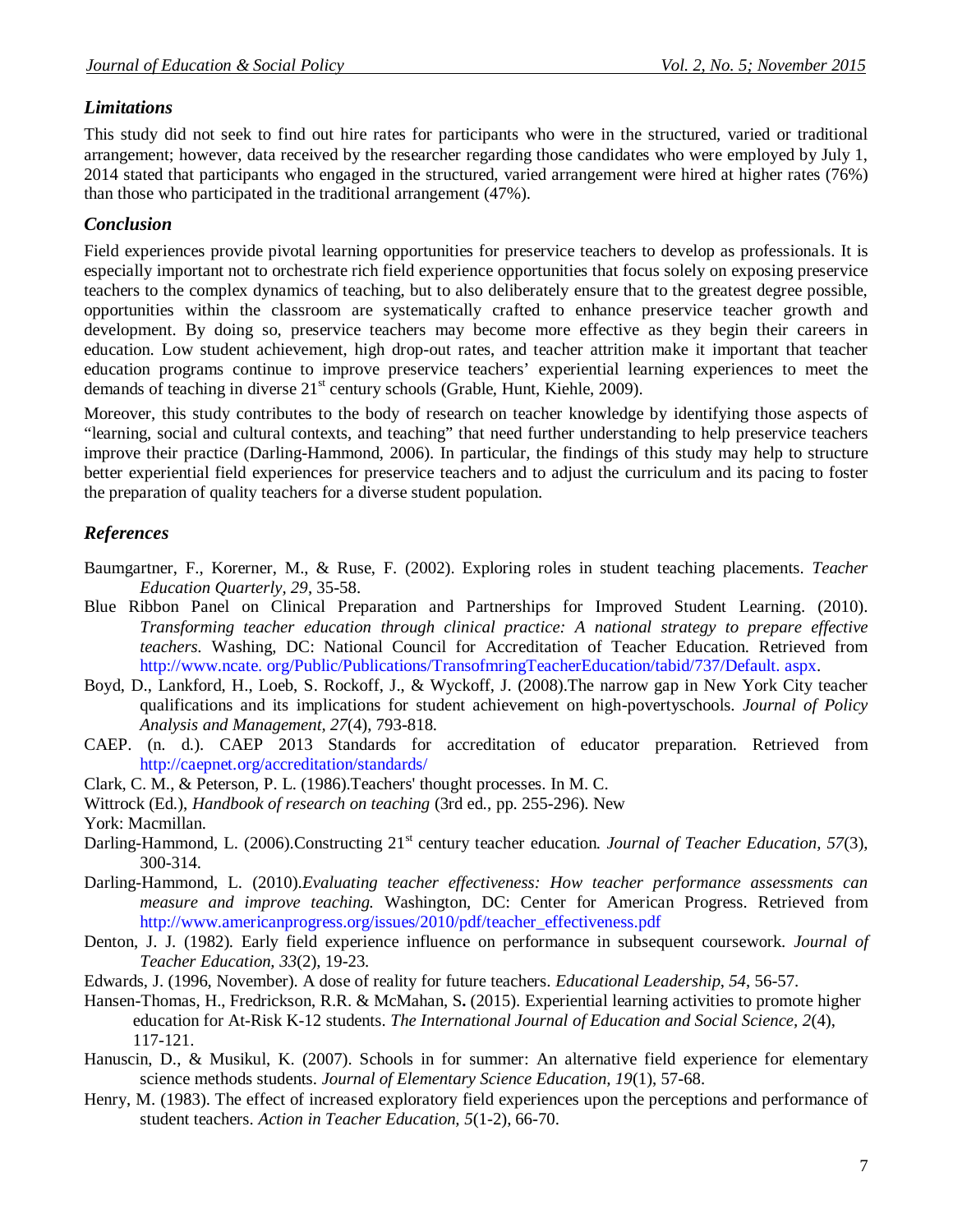### *Limitations*

This study did not seek to find out hire rates for participants who were in the structured, varied or traditional arrangement; however, data received by the researcher regarding those candidates who were employed by July 1, 2014 stated that participants who engaged in the structured, varied arrangement were hired at higher rates (76%) than those who participated in the traditional arrangement (47%).

### *Conclusion*

Field experiences provide pivotal learning opportunities for preservice teachers to develop as professionals. It is especially important not to orchestrate rich field experience opportunities that focus solely on exposing preservice teachers to the complex dynamics of teaching, but to also deliberately ensure that to the greatest degree possible, opportunities within the classroom are systematically crafted to enhance preservice teacher growth and development. By doing so, preservice teachers may become more effective as they begin their careers in education. Low student achievement, high drop-out rates, and teacher attrition make it important that teacher education programs continue to improve preservice teachers' experiential learning experiences to meet the demands of teaching in diverse 21st century schools (Grable, Hunt, Kiehle, 2009).

Moreover, this study contributes to the body of research on teacher knowledge by identifying those aspects of "learning, social and cultural contexts, and teaching" that need further understanding to help preservice teachers improve their practice (Darling-Hammond, 2006). In particular, the findings of this study may help to structure better experiential field experiences for preservice teachers and to adjust the curriculum and its pacing to foster the preparation of quality teachers for a diverse student population.

### *References*

Baumgartner, F., Korerner, M., & Ruse, F. (2002). Exploring roles in student teaching placements. *Teacher Education Quarterly, 29*, 35-58.

Blue Ribbon Panel on Clinical Preparation and Partnerships for Improved Student Learning. (2010). *Transforming teacher education through clinical practice: A national strategy to prepare effective teachers.* Washing, DC: National Council for Accreditation of Teacher Education. Retrieved from http://www.ncate. org/Public/Publications/TransofmringTeacherEducation/tabid/737/Default. aspx.

Boyd, D., Lankford, H., Loeb, S. Rockoff, J., & Wyckoff, J. (2008).The narrow gap in New York City teacher qualifications and its implications for student achievement on high-povertyschools. *Journal of Policy Analysis and Management, 27*(4), 793-818.

CAEP. (n. d.). CAEP 2013 Standards for accreditation of educator preparation. Retrieved from http://caepnet.org/accreditation/standards/

Clark, C. M., & Peterson, P. L. (1986).Teachers' thought processes. In M. C.

Wittrock (Ed.), *Handbook of research on teaching* (3rd ed., pp. 255-296). New

York: Macmillan.

Darling-Hammond, L. (2006).Constructing 21st century teacher education. *Journal of Teacher Education, 57*(3), 300-314.

Darling-Hammond, L. (2010).*Evaluating teacher effectiveness: How teacher performance assessments can measure and improve teaching.* Washington, DC: Center for American Progress. Retrieved from http://www.americanprogress.org/issues/2010/pdf/teacher_effectiveness.pdf

Denton, J. J. (1982). Early field experience influence on performance in subsequent coursework. *Journal of Teacher Education, 33*(2), 19-23.

Edwards, J. (1996, November). A dose of reality for future teachers. *Educational Leadership, 54*, 56-57.

Hansen-Thomas, H., Fredrickson, R.R. & McMahan, S**.** (2015). Experiential learning activities to promote higher education for At-Risk K-12 students. *The International Journal of Education and Social Science, 2*(4), 117-121.

Hanuscin, D., & Musikul, K. (2007). Schools in for summer: An alternative field experience for elementary science methods students. *Journal of Elementary Science Education, 19*(1), 57-68.

Henry, M. (1983). The effect of increased exploratory field experiences upon the perceptions and performance of student teachers. *Action in Teacher Education, 5*(1-2), 66-70.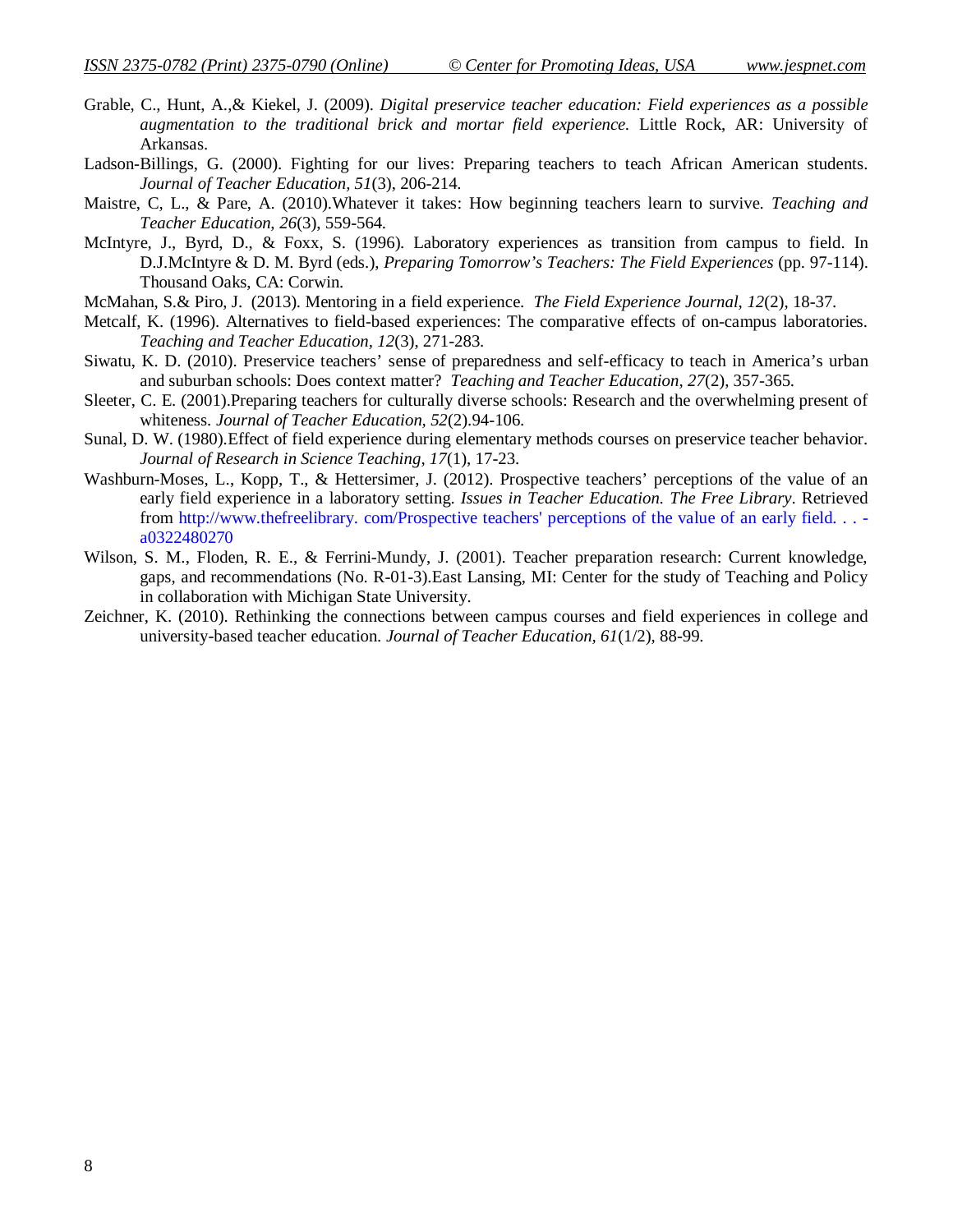Grable, C., Hunt, A.,& Kiekel, J. (2009). *Digital preservice teacher education: Field experiences as a possible augmentation to the traditional brick and mortar field experience.* Little Rock, AR: University of Arkansas.

Ladson-Billings, G. (2000). Fighting for our lives: Preparing teachers to teach African American students. *Journal of Teacher Education, 51*(3), 206-214.

Maistre, C, L., & Pare, A. (2010).Whatever it takes: How beginning teachers learn to survive. *Teaching and Teacher Education, 26*(3), 559-564.

McIntyre, J., Byrd, D., & Foxx, S. (1996). Laboratory experiences as transition from campus to field. In D.J.McIntyre & D. M. Byrd (eds.), *Preparing Tomorrow's Teachers: The Field Experiences* (pp. 97-114). Thousand Oaks, CA: Corwin.

McMahan, S.& Piro, J. (2013). Mentoring in a field experience. *The Field Experience Journal*, *12*(2), 18-37.

Metcalf, K. (1996). Alternatives to field-based experiences: The comparative effects of on-campus laboratories. *Teaching and Teacher Education, 12*(3), 271-283.

Siwatu, K. D. (2010). Preservice teachers' sense of preparedness and self-efficacy to teach in America's urban and suburban schools: Does context matter? *Teaching and Teacher Education, 27*(2), 357-365.

Sleeter, C. E. (2001).Preparing teachers for culturally diverse schools: Research and the overwhelming present of whiteness. *Journal of Teacher Education, 52*(2).94-106.

Sunal, D. W. (1980).Effect of field experience during elementary methods courses on preservice teacher behavior. *Journal of Research in Science Teaching, 17*(1), 17-23.

Washburn-Moses, L., Kopp, T., & Hettersimer, J. (2012). Prospective teachers' perceptions of the value of an early field experience in a laboratory setting. *Issues in Teacher Education. The Free Library*. Retrieved from http://www.thefreelibrary. com/Prospective teachers' perceptions of the value of an early field. . . -a0322480270

Wilson, S. M., Floden, R. E., & Ferrini-Mundy, J. (2001). Teacher preparation research: Current knowledge, gaps, and recommendations (No. R-01-3).East Lansing, MI: Center for the study of Teaching and Policy in collaboration with Michigan State University.

Zeichner, K. (2010). Rethinking the connections between campus courses and field experiences in college and university-based teacher education. *Journal of Teacher Education, 61*(1/2), 88-99.